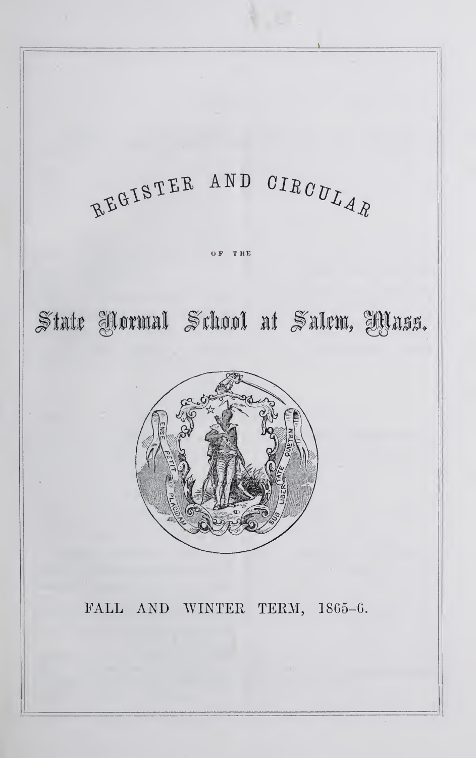# REGISTER AND CIRCULAR

OF THE

# State Normal School at Salem, Mass.

ENSE PETIT PLACIDAM SUB LIBERTATE QUIETEM

FALL AND WINTER TERM, 1865–6.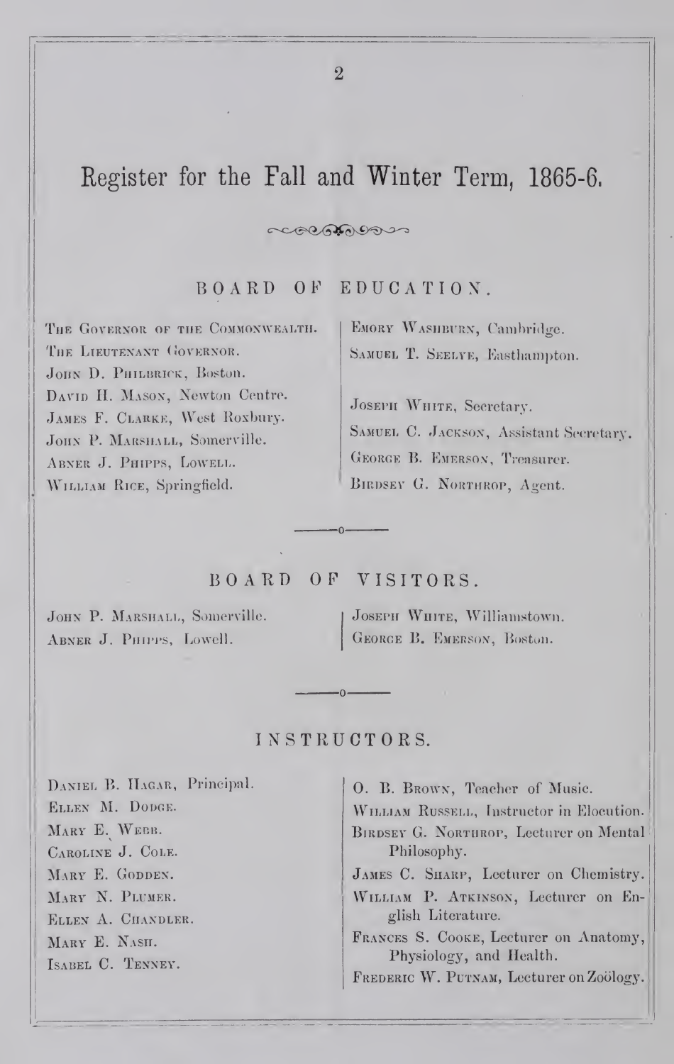# Register for the Fall and Winter Term, 1865-6.

## BOARD OF EDUCATION.

The Governor of the Commonwealth.
The Lieutenant Governor.
John D. Philbrick, Boston.
David H. Mason, Newton Centre.
James F. Clarke, West Roxbury.
John P. Marshall, Somerville.
Abner J. Phipps, Lowell.
William Rice, Springfield.
Emory Washburn, Cambridge.
Samuel T. Seelye, Easthampton.

Joseph White, Secretary.
Samuel C. Jackson, Assistant Secretary.
George B. Emerson, Treasurer.
Birdsey G. Northrop, Agent.

## BOARD OF VISITORS.

John P. Marshall, Somerville.
Abner J. Phipps, Lowell.
Joseph White, Williamstown.
George B. Emerson, Boston.

## INSTRUCTORS.

Daniel B. Hagar, Principal.
Ellen M. Dodge.
Mary E. Webb.
Caroline J. Cole.
Mary E. Godden.
Mary N. Plumer.
Ellen A. Chandler.
Mary E. Nash.
Isabel C. Tenney.
O. B. Brown, Teacher of Music.
William Russell, Instructor in Elocution.
Birdsey G. Northrop, Lecturer on Mental Philosophy.
James C. Sharp, Lecturer on Chemistry.
William P. Atkinson, Lecturer on English Literature.
Frances S. Cooke, Lecturer on Anatomy, Physiology, and Health.
Frederic W. Putnam, Lecturer on Zoölogy.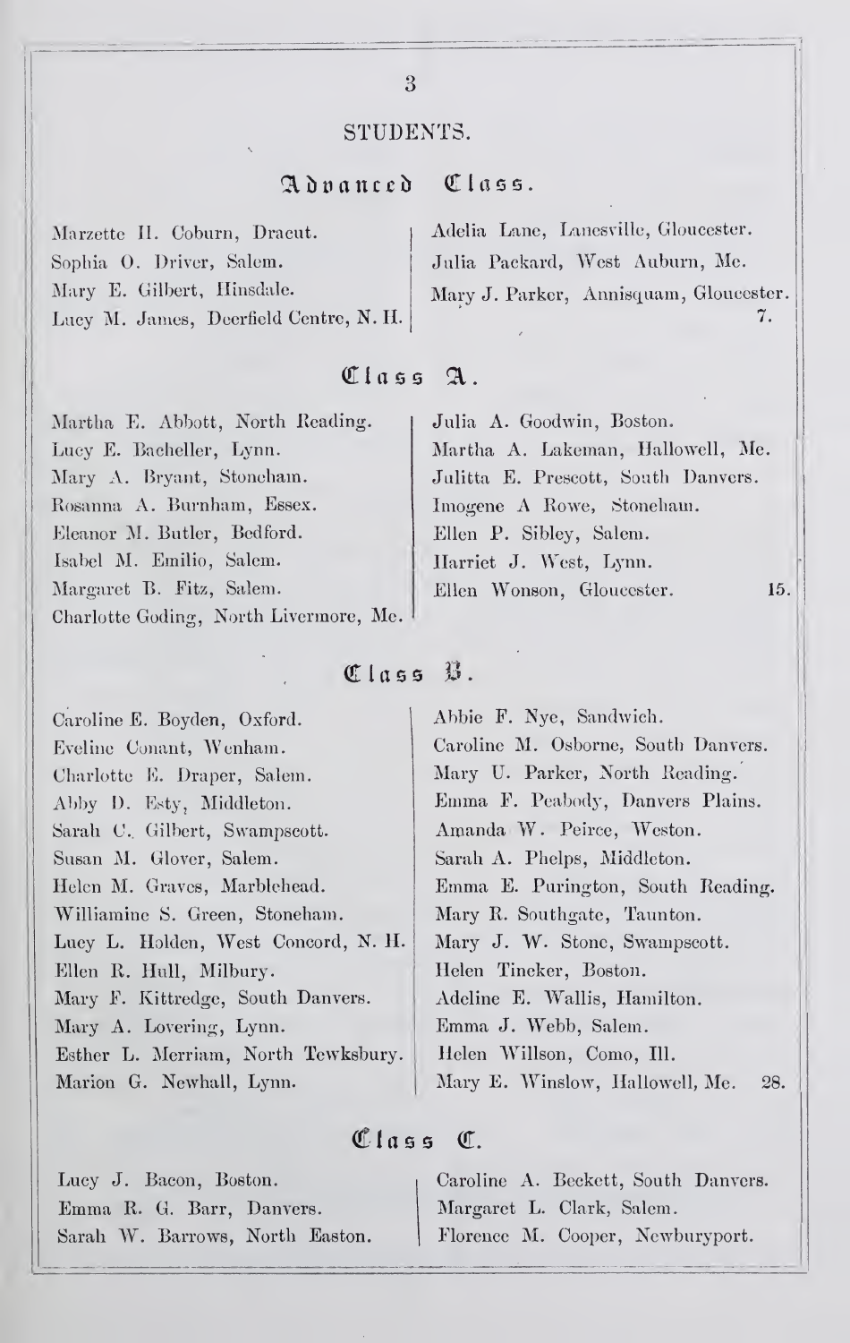## STUDENTS.

### Advanced Class.

Marzette H. Coburn, Dracut.
Sophia O. Driver, Salem.
Mary E. Gilbert, Hinsdale.
Lucy M. James, Deerfield Centre, N. H.
Adelia Lane, Lanesville, Gloucester.
Julia Packard, West Auburn, Me.
Mary J. Parker, Annisquam, Gloucester.
7.

### Class A.

Martha E. Abbott, North Reading.
Lucy E. Bacheller, Lynn.
Mary A. Bryant, Stoneham.
Rosanna A. Burnham, Essex.
Eleanor M. Butler, Bedford.
Isabel M. Emilio, Salem.
Margaret B. Fitz, Salem.
Charlotte Goding, North Livermore, Me.
Julia A. Goodwin, Boston.
Martha A. Lakeman, Hallowell, Me.
Julitta E. Prescott, South Danvers.
Imogene A Rowe, Stoneham.
Ellen P. Sibley, Salem.
Harriet J. West, Lynn.
Ellen Wonson, Gloucester.
15.

### Class B.

Caroline E. Boyden, Oxford.
Eveline Conant, Wenham.
Charlotte E. Draper, Salem.
Abby D. Esty, Middleton.
Sarah C. Gilbert, Swampscott.
Susan M. Glover, Salem.
Helen M. Graves, Marblehead.
Williamine S. Green, Stoneham.
Lucy L. Holden, West Concord, N. H.
Ellen R. Hull, Milbury.
Mary F. Kittredge, South Danvers.
Mary A. Lovering, Lynn.
Esther L. Merriam, North Tewksbury.
Marion G. Newhall, Lynn.
Abbie F. Nye, Sandwich.
Caroline M. Osborne, South Danvers.
Mary U. Parker, North Reading.
Emma F. Peabody, Danvers Plains.
Amanda W. Peirce, Weston.
Sarah A. Phelps, Middleton.
Emma E. Purington, South Reading.
Mary R. Southgate, Taunton.
Mary J. W. Stone, Swampscott.
Helen Tincker, Boston.
Adeline E. Wallis, Hamilton.
Emma J. Webb, Salem.
Helen Willson, Como, Ill.
Mary E. Winslow, Hallowell, Me.
28.

### Class C.

Lucy J. Bacon, Boston.
Emma R. G. Barr, Danvers.
Sarah W. Barrows, North Easton.
Caroline A. Beckett, South Danvers.
Margaret L. Clark, Salem.
Florence M. Cooper, Newburyport.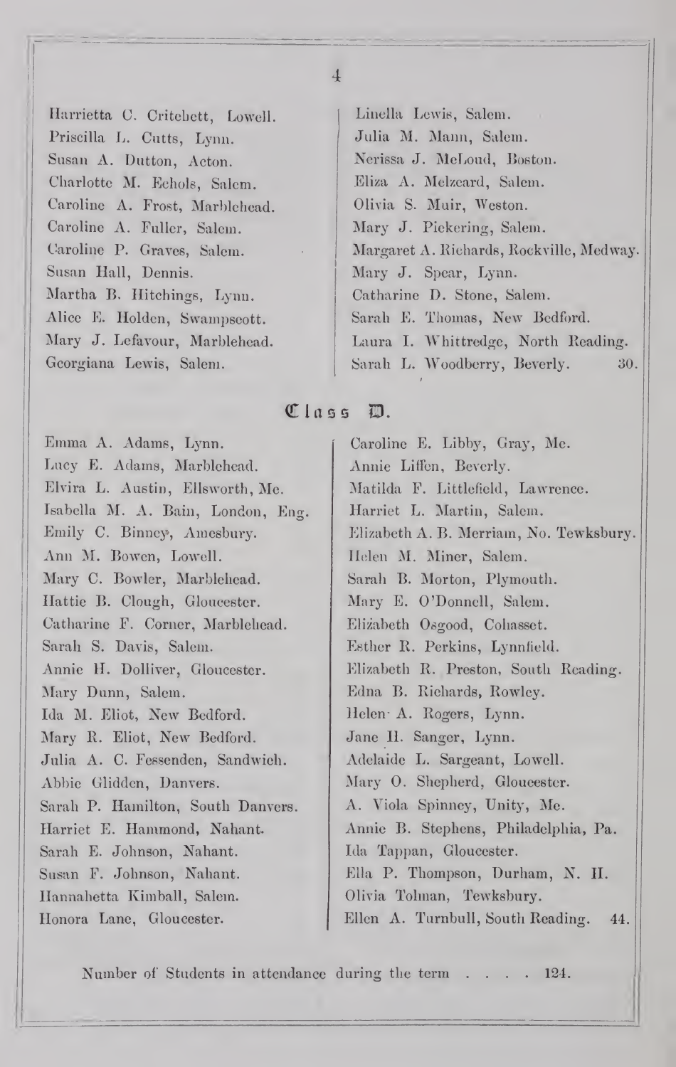Harrietta C. Critchett, Lowell.
Priscilla L. Cutts, Lynn.
Susan A. Dutton, Acton.
Charlotte M. Echols, Salem.
Caroline A. Frost, Marblehead.
Caroline A. Fuller, Salem.
Caroline P. Graves, Salem.
Susan Hall, Dennis.
Martha B. Hitchings, Lynn.
Alice E. Holden, Swampscott.
Mary J. Lefavour, Marblehead.
Georgiana Lewis, Salem.
Linella Lewis, Salem.
Julia M. Mann, Salem.
Nerissa J. McLoud, Boston.
Eliza A. Melzeard, Salem.
Olivia S. Muir, Weston.
Mary J. Pickering, Salem.
Margaret A. Richards, Rockville, Medway.
Mary J. Spear, Lynn.
Catharine D. Stone, Salem.
Sarah E. Thomas, New Bedford.
Laura I. Whittredge, North Reading.
Sarah L. Woodberry, Beverly. 30.

## Class D.

Emma A. Adams, Lynn.
Lucy E. Adams, Marblehead.
Elvira L. Austin, Ellsworth, Me.
Isabella M. A. Bain, London, Eng.
Emily C. Binney, Amesbury.
Ann M. Bowen, Lowell.
Mary C. Bowler, Marblehead.
Hattie B. Clough, Gloucester.
Catharine F. Corner, Marblehead.
Sarah S. Davis, Salem.
Annie H. Dolliver, Gloucester.
Mary Dunn, Salem.
Ida M. Eliot, New Bedford.
Mary R. Eliot, New Bedford.
Julia A. C. Fessenden, Sandwich.
Abbie Glidden, Danvers.
Sarah P. Hamilton, South Danvers.
Harriet E. Hammond, Nahant.
Sarah E. Johnson, Nahant.
Susan F. Johnson, Nahant.
Hannahetta Kimball, Salem.
Honora Lane, Gloucester.
Caroline E. Libby, Gray, Me.
Annie Liffen, Beverly.
Matilda F. Littlefield, Lawrence.
Harriet L. Martin, Salem.
Elizabeth A. B. Merriam, No. Tewksbury.
Helen M. Miner, Salem.
Sarah B. Morton, Plymouth.
Mary E. O'Donnell, Salem.
Elizabeth Osgood, Cohasset.
Esther R. Perkins, Lynnfield.
Elizabeth R. Preston, South Reading.
Edna B. Richards, Rowley.
Helen A. Rogers, Lynn.
Jane H. Sanger, Lynn.
Adelaide L. Sargeant, Lowell.
Mary O. Shepherd, Gloucester.
A. Viola Spinney, Unity, Me.
Annie B. Stephens, Philadelphia, Pa.
Ida Tappan, Gloucester.
Ella P. Thompson, Durham, N. H.
Olivia Tolman, Tewksbury.
Ellen A. Turnbull, South Reading. 44.

Number of Students in attendance during the term . . . . 124.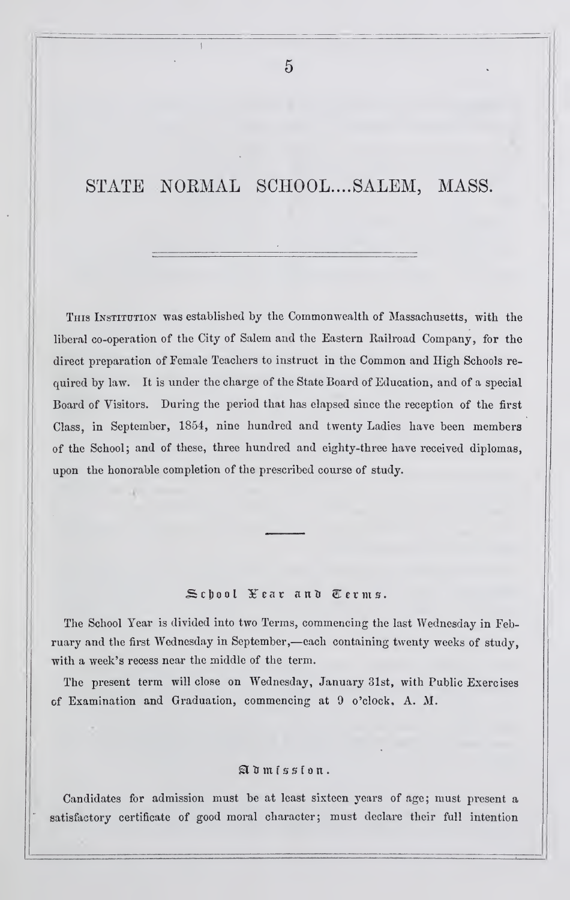# STATE NORMAL SCHOOL....SALEM, MASS.

THIS INSTITUTION was established by the Commonwealth of Massachusetts, with the liberal co-operation of the City of Salem and the Eastern Railroad Company, for the direct preparation of Female Teachers to instruct in the Common and High Schools required by law. It is under the charge of the State Board of Education, and of a special Board of Visitors. During the period that has elapsed since the reception of the first Class, in September, 1854, nine hundred and twenty Ladies have been members of the School; and of these, three hundred and eighty-three have received diplomas, upon the honorable completion of the prescribed course of study.

## School Year and Terms.

The School Year is divided into two Terms, commencing the last Wednesday in February and the first Wednesday in September,—each containing twenty weeks of study, with a week's recess near the middle of the term.

The present term will close on Wednesday, January 31st, with Public Exercises of Examination and Graduation, commencing at 9 o'clock, A. M.

## Admission.

Candidates for admission must be at least sixteen years of age; must present a satisfactory certificate of good moral character; must declare their full intention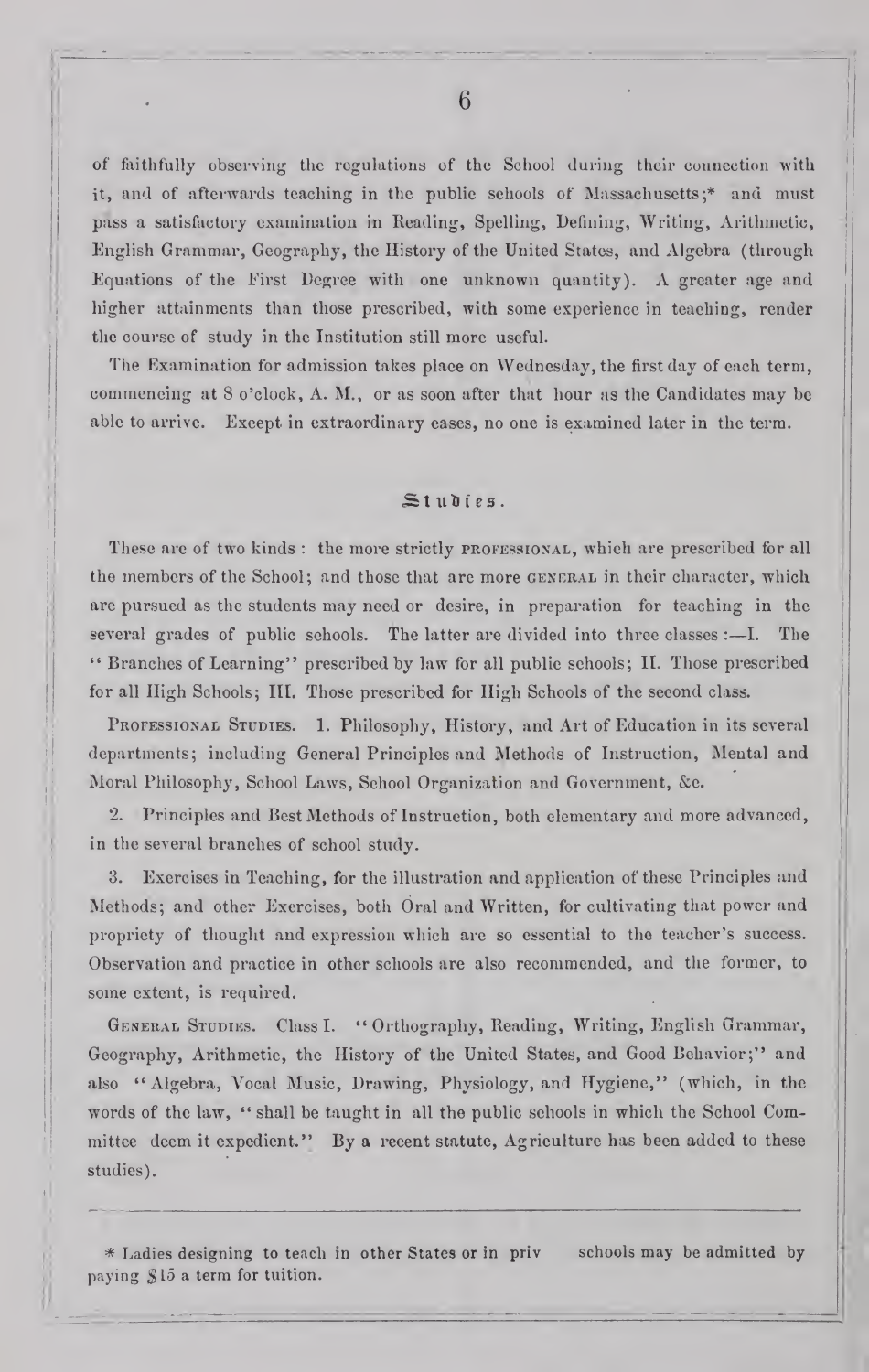of faithfully observing the regulations of the School during their connection with it, and of afterwards teaching in the public schools of Massachusetts;* and must pass a satisfactory examination in Reading, Spelling, Defining, Writing, Arithmetic, English Grammar, Geography, the History of the United States, and Algebra (through Equations of the First Degree with one unknown quantity). A greater age and higher attainments than those prescribed, with some experience in teaching, render the course of study in the Institution still more useful.

The Examination for admission takes place on Wednesday, the first day of each term, commencing at 8 o'clock, A. M., or as soon after that hour as the Candidates may be able to arrive. Except in extraordinary cases, no one is examined later in the term.

## Studies.

These are of two kinds: the more strictly PROFESSIONAL, which are prescribed for all the members of the School; and those that are more GENERAL in their character, which are pursued as the students may need or desire, in preparation for teaching in the several grades of public schools. The latter are divided into three classes:—I. The "Branches of Learning" prescribed by law for all public schools; II. Those prescribed for all High Schools; III. Those prescribed for High Schools of the second class.

PROFESSIONAL STUDIES. 1. Philosophy, History, and Art of Education in its several departments; including General Principles and Methods of Instruction, Mental and Moral Philosophy, School Laws, School Organization and Government, &c.

2. Principles and Best Methods of Instruction, both elementary and more advanced, in the several branches of school study.

3. Exercises in Teaching, for the illustration and application of these Principles and Methods; and other Exercises, both Oral and Written, for cultivating that power and propriety of thought and expression which are so essential to the teacher's success. Observation and practice in other schools are also recommended, and the former, to some extent, is required.

GENERAL STUDIES. Class I. "Orthography, Reading, Writing, English Grammar, Geography, Arithmetic, the History of the United States, and Good Behavior;" and also "Algebra, Vocal Music, Drawing, Physiology, and Hygiene," (which, in the words of the law, "shall be taught in all the public schools in which the School Committee deem it expedient." By a recent statute, Agriculture has been added to these studies).

---

* Ladies designing to teach in other States or in priv schools may be admitted by paying $15 a term for tuition.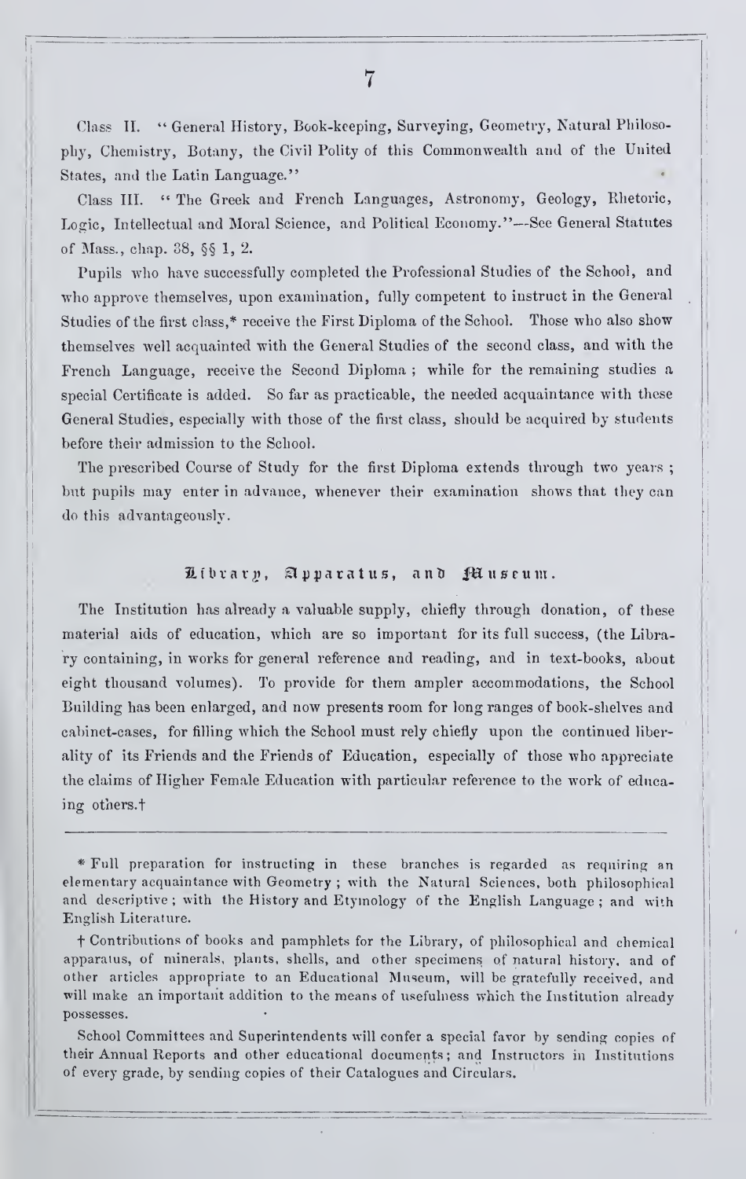Class II. "General History, Book-keeping, Surveying, Geometry, Natural Philosophy, Chemistry, Botany, the Civil Polity of this Commonwealth and of the United States, and the Latin Language."

Class III. "The Greek and French Languages, Astronomy, Geology, Rhetoric, Logic, Intellectual and Moral Science, and Political Economy."—See General Statutes of Mass., chap. 38, §§ 1, 2.

Pupils who have successfully completed the Professional Studies of the School, and who approve themselves, upon examination, fully competent to instruct in the General Studies of the first class,* receive the First Diploma of the School. Those who also show themselves well acquainted with the General Studies of the second class, and with the French Language, receive the Second Diploma ; while for the remaining studies a special Certificate is added. So far as practicable, the needed acquaintance with these General Studies, especially with those of the first class, should be acquired by students before their admission to the School.

The prescribed Course of Study for the first Diploma extends through two years ; but pupils may enter in advance, whenever their examination shows that they can do this advantageously.

## Library, Apparatus, and Museum.

The Institution has already a valuable supply, chiefly through donation, of these material aids of education, which are so important for its full success, (the Library containing, in works for general reference and reading, and in text-books, about eight thousand volumes). To provide for them ampler accommodations, the School Building has been enlarged, and now presents room for long ranges of book-shelves and cabinet-cases, for filling which the School must rely chiefly upon the continued liberality of its Friends and the Friends of Education, especially of those who appreciate the claims of Higher Female Education with particular reference to the work of educaing others.†

---

* Full preparation for instructing in these branches is regarded as requiring an elementary acquaintance with Geometry ; with the Natural Sciences, both philosophical and descriptive ; with the History and Etymology of the English Language ; and with English Literature.

† Contributions of books and pamphlets for the Library, of philosophical and chemical apparatus, of minerals, plants, shells, and other specimens of natural history, and of other articles appropriate to an Educational Museum, will be gratefully received, and will make an important addition to the means of usefulness which the Institution already possesses.

School Committees and Superintendents will confer a special favor by sending copies of their Annual Reports and other educational documents ; and Instructors in Institutions of every grade, by sending copies of their Catalogues and Circulars.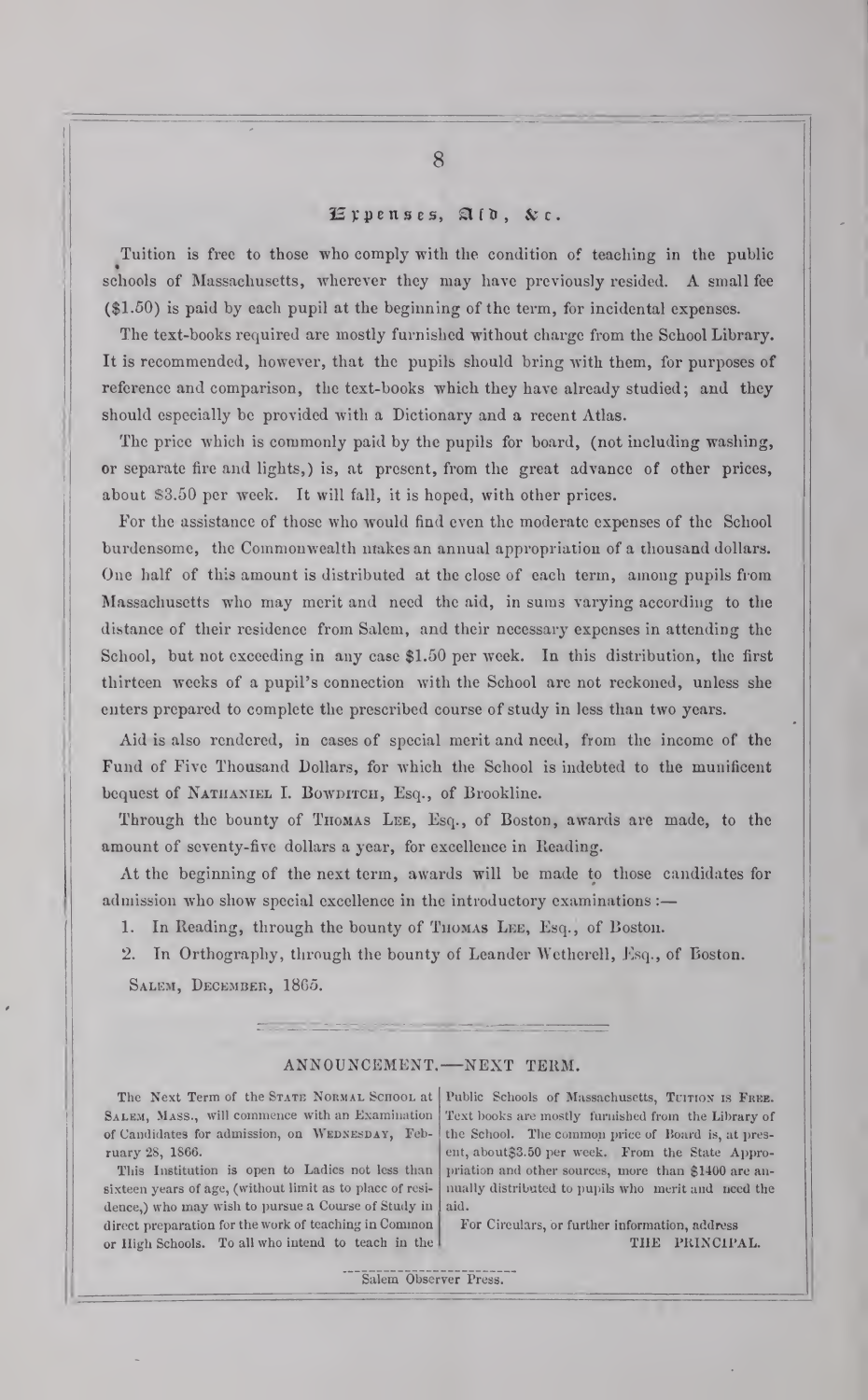## Expenses, Aid, &c.

Tuition is free to those who comply with the condition of teaching in the public schools of Massachusetts, wherever they may have previously resided. A small fee ($1.50) is paid by each pupil at the beginning of the term, for incidental expenses.

The text-books required are mostly furnished without charge from the School Library. It is recommended, however, that the pupils should bring with them, for purposes of reference and comparison, the text-books which they have already studied; and they should especially be provided with a Dictionary and a recent Atlas.

The price which is commonly paid by the pupils for board, (not including washing, or separate fire and lights,) is, at present, from the great advance of other prices, about $3.50 per week. It will fall, it is hoped, with other prices.

For the assistance of those who would find even the moderate expenses of the School burdensome, the Commonwealth makes an annual appropriation of a thousand dollars. One half of this amount is distributed at the close of each term, among pupils from Massachusetts who may merit and need the aid, in sums varying according to the distance of their residence from Salem, and their necessary expenses in attending the School, but not exceeding in any case $1.50 per week. In this distribution, the first thirteen weeks of a pupil's connection with the School are not reckoned, unless she enters prepared to complete the prescribed course of study in less than two years.

Aid is also rendered, in cases of special merit and need, from the income of the Fund of Five Thousand Dollars, for which the School is indebted to the munificent bequest of NATHANIEL I. BOWDITCH, Esq., of Brookline.

Through the bounty of THOMAS LEE, Esq., of Boston, awards are made, to the amount of seventy-five dollars a year, for excellence in Reading.

At the beginning of the next term, awards will be made to those candidates for admission who show special excellence in the introductory examinations :—

1. In Reading, through the bounty of THOMAS LEE, Esq., of Boston.
2. In Orthography, through the bounty of Leander Wetherell, Esq., of Boston.

SALEM, DECEMBER, 1865.

---

### ANNOUNCEMENT.—NEXT TERM.

The Next Term of the STATE NORMAL SCHOOL at SALEM, MASS., will commence with an Examination of Candidates for admission, on WEDNESDAY, February 28, 1866.

This Institution is open to Ladies not less than sixteen years of age, (without limit as to place of residence,) who may wish to pursue a Course of Study in direct preparation for the work of teaching in Common or High Schools. To all who intend to teach in the Public Schools of Massachusetts, TUITION IS FREE. Text books are mostly furnished from the Library of the School. The common price of Board is, at present, about $3.50 per week. From the State Appropriation and other sources, more than $1400 are annually distributed to pupils who merit and need the aid.

For Circulars, or further information, address

THE PRINCIPAL.

Salem Observer Press.